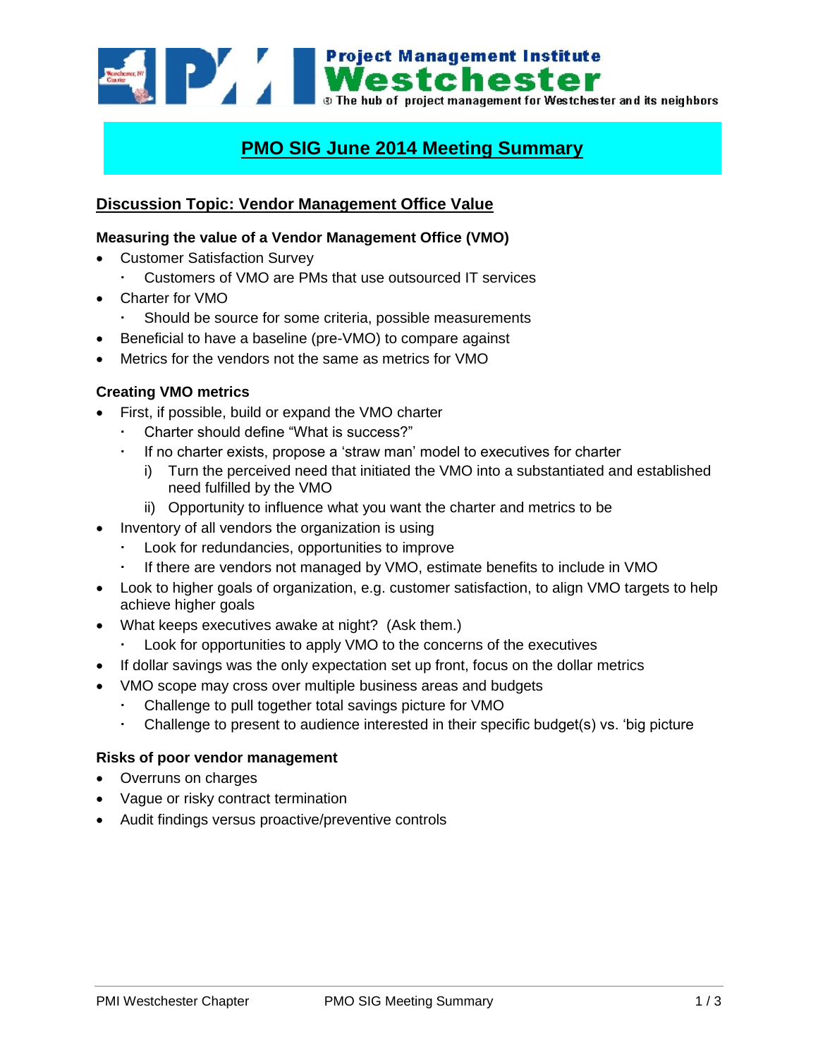Project Management Institute
Westchester
The hub of project management for Westchester and its neighbors

# PMO SIG June 2014 Meeting Summary

## Discussion Topic: Vendor Management Office Value

### Measuring the value of a Vendor Management Office (VMO)

- Customer Satisfaction Survey
  - Customers of VMO are PMs that use outsourced IT services
- Charter for VMO
  - Should be source for some criteria, possible measurements
- Beneficial to have a baseline (pre-VMO) to compare against
- Metrics for the vendors not the same as metrics for VMO

### Creating VMO metrics

- First, if possible, build or expand the VMO charter
  - Charter should define "What is success?"
  - If no charter exists, propose a 'straw man' model to executives for charter
    - i) Turn the perceived need that initiated the VMO into a substantiated and established need fulfilled by the VMO
    - ii) Opportunity to influence what you want the charter and metrics to be
- Inventory of all vendors the organization is using
  - Look for redundancies, opportunities to improve
  - If there are vendors not managed by VMO, estimate benefits to include in VMO
- Look to higher goals of organization, e.g. customer satisfaction, to align VMO targets to help achieve higher goals
- What keeps executives awake at night? (Ask them.)
  - Look for opportunities to apply VMO to the concerns of the executives
- If dollar savings was the only expectation set up front, focus on the dollar metrics
- VMO scope may cross over multiple business areas and budgets
  - Challenge to pull together total savings picture for VMO
  - Challenge to present to audience interested in their specific budget(s) vs. 'big picture

### Risks of poor vendor management

- Overruns on charges
- Vague or risky contract termination
- Audit findings versus proactive/preventive controls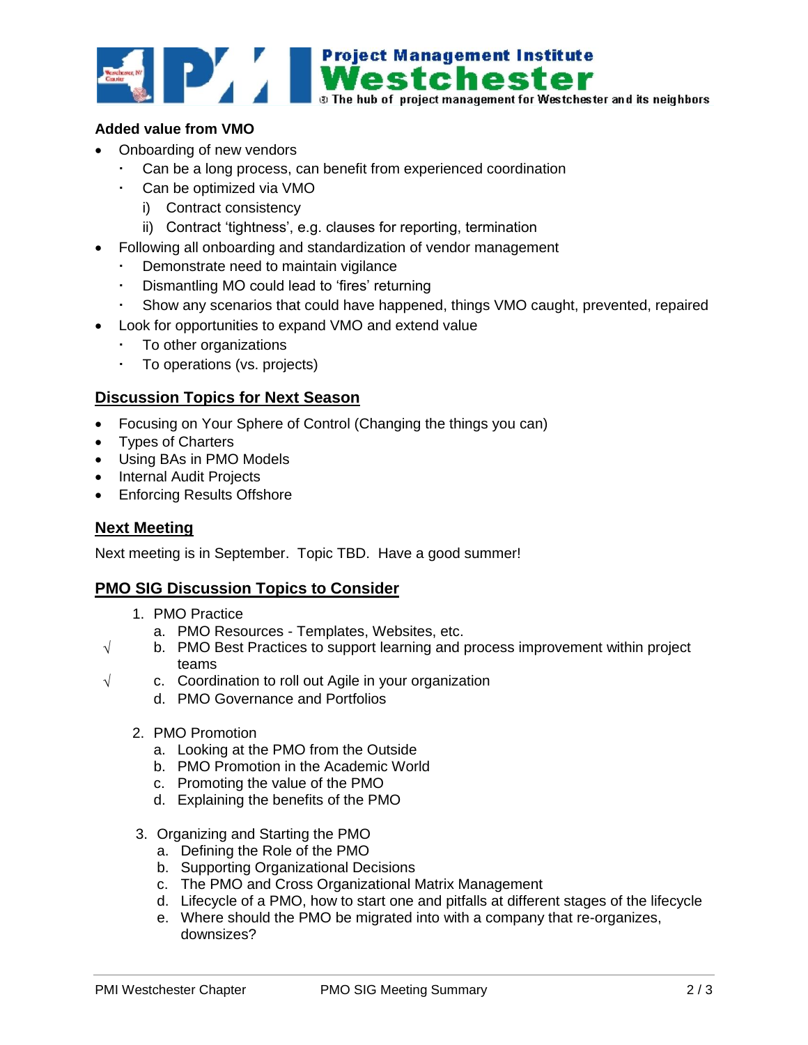**Added value from VMO**

- Onboarding of new vendors
  - Can be a long process, can benefit from experienced coordination
  - Can be optimized via VMO
    - i) Contract consistency
    - ii) Contract 'tightness', e.g. clauses for reporting, termination
- Following all onboarding and standardization of vendor management
  - Demonstrate need to maintain vigilance
  - Dismantling MO could lead to 'fires' returning
  - Show any scenarios that could have happened, things VMO caught, prevented, repaired
- Look for opportunities to expand VMO and extend value
  - To other organizations
  - To operations (vs. projects)

## Discussion Topics for Next Season

- Focusing on Your Sphere of Control (Changing the things you can)
- Types of Charters
- Using BAs in PMO Models
- Internal Audit Projects
- Enforcing Results Offshore

## Next Meeting

Next meeting is in September. Topic TBD. Have a good summer!

## PMO SIG Discussion Topics to Consider

1. PMO Practice
   - a. PMO Resources - Templates, Websites, etc.
   - √ b. PMO Best Practices to support learning and process improvement within project teams
   - √ c. Coordination to roll out Agile in your organization
   - d. PMO Governance and Portfolios

2. PMO Promotion
   - a. Looking at the PMO from the Outside
   - b. PMO Promotion in the Academic World
   - c. Promoting the value of the PMO
   - d. Explaining the benefits of the PMO

3. Organizing and Starting the PMO
   - a. Defining the Role of the PMO
   - b. Supporting Organizational Decisions
   - c. The PMO and Cross Organizational Matrix Management
   - d. Lifecycle of a PMO, how to start one and pitfalls at different stages of the lifecycle
   - e. Where should the PMO be migrated into with a company that re-organizes, downsizes?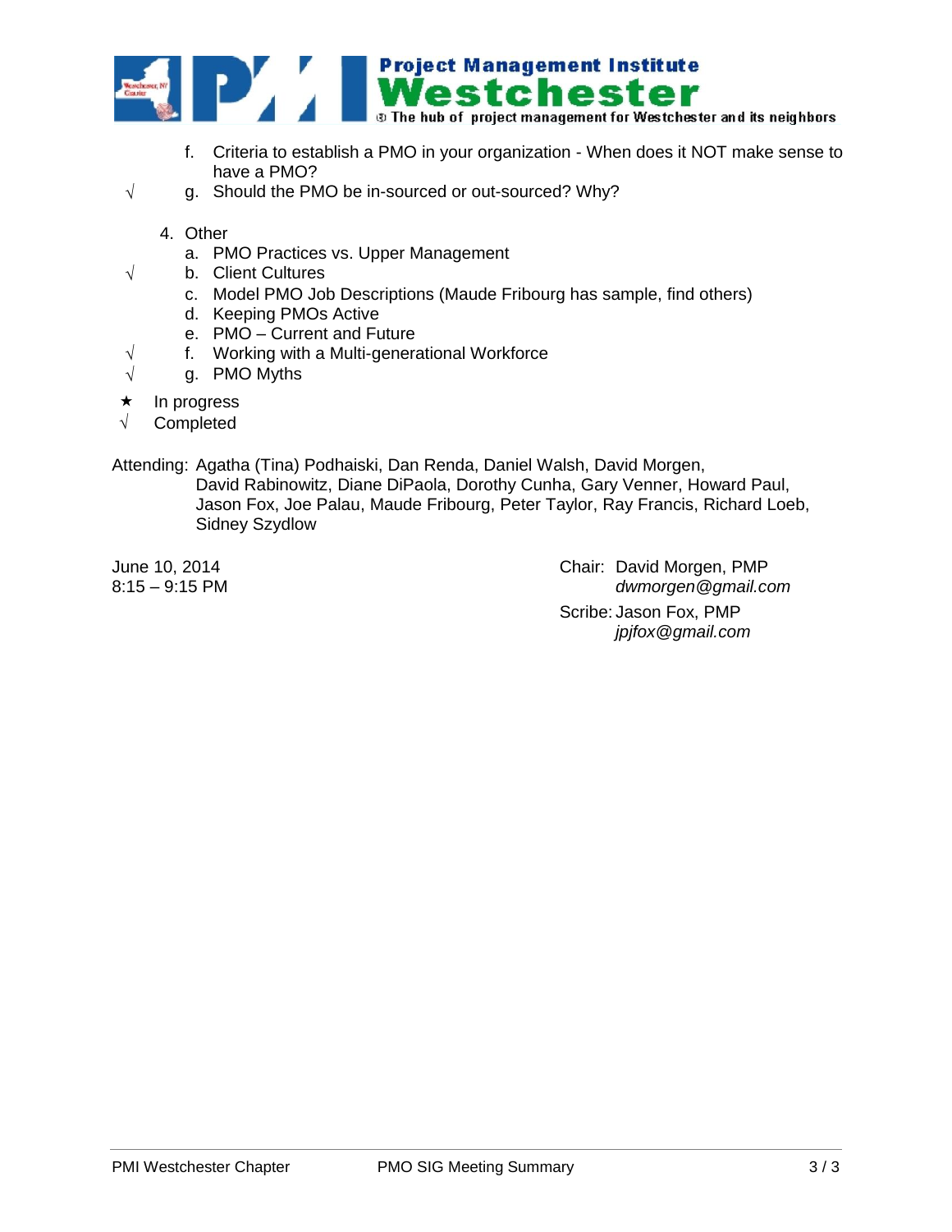- f. Criteria to establish a PMO in your organization - When does it NOT make sense to have a PMO?
- √ g. Should the PMO be in-sourced or out-sourced? Why?

4. Other
   - a. PMO Practices vs. Upper Management
   - √ b. Client Cultures
   - c. Model PMO Job Descriptions (Maude Fribourg has sample, find others)
   - d. Keeping PMOs Active
   - e. PMO – Current and Future
   - √ f. Working with a Multi-generational Workforce
   - √ g. PMO Myths

★ In progress
√ Completed

Attending: Agatha (Tina) Podhaiski, Dan Renda, Daniel Walsh, David Morgen, David Rabinowitz, Diane DiPaola, Dorothy Cunha, Gary Venner, Howard Paul, Jason Fox, Joe Palau, Maude Fribourg, Peter Taylor, Ray Francis, Richard Loeb, Sidney Szydlow

June 10, 2014
8:15 – 9:15 PM

Chair: David Morgen, PMP
*dwmorgen@gmail.com*

Scribe: Jason Fox, PMP
*jpjfox@gmail.com*